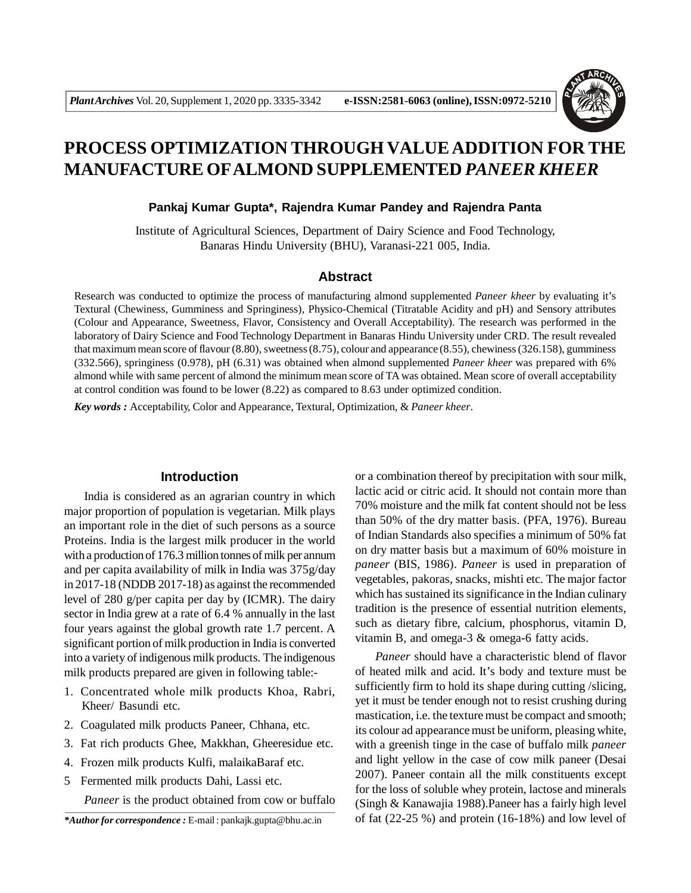# PROCESS OPTIMIZATION THROUGH VALUE ADDITION FOR THE MANUFACTURE OF ALMOND SUPPLEMENTED *PANEER KHEER*

**Pankaj Kumar Gupta\*, Rajendra Kumar Pandey and Rajendra Panta**

Institute of Agricultural Sciences, Department of Dairy Science and Food Technology, Banaras Hindu University (BHU), Varanasi-221 005, India.

## Abstract

Research was conducted to optimize the process of manufacturing almond supplemented *Paneer kheer* by evaluating it's Textural (Chewiness, Gumminess and Springiness), Physico-Chemical (Titratable Acidity and pH) and Sensory attributes (Colour and Appearance, Sweetness, Flavor, Consistency and Overall Acceptability). The research was performed in the laboratory of Dairy Science and Food Technology Department in Banaras Hindu University under CRD. The result revealed that maximum mean score of flavour (8.80), sweetness (8.75), colour and appearance (8.55), chewiness (326.158), gumminess (332.566), springiness (0.978), pH (6.31) was obtained when almond supplemented *Paneer kheer* was prepared with 6% almond while with same percent of almond the minimum mean score of TA was obtained. Mean score of overall acceptability at control condition was found to be lower (8.22) as compared to 8.63 under optimized condition.

***Key words :*** Acceptability, Color and Appearance, Textural, Optimization, & *Paneer kheer*.

## Introduction

India is considered as an agrarian country in which major proportion of population is vegetarian. Milk plays an important role in the diet of such persons as a source Proteins. India is the largest milk producer in the world with a production of 176.3 million tonnes of milk per annum and per capita availability of milk in India was 375g/day in 2017-18 (NDDB 2017-18) as against the recommended level of 280 g/per capita per day by (ICMR). The dairy sector in India grew at a rate of 6.4 % annually in the last four years against the global growth rate 1.7 percent. A significant portion of milk production in India is converted into a variety of indigenous milk products. The indigenous milk products prepared are given in following table:-

1. Concentrated whole milk products Khoa, Rabri, Kheer/ Basundi etc.
2. Coagulated milk products Paneer, Chhana, etc.
3. Fat rich products Ghee, Makkhan, Gheeresidue etc.
4. Frozen milk products Kulfi, malaikaBaraf etc.
5. Fermented milk products Dahi, Lassi etc.

*Paneer* is the product obtained from cow or buffalo or a combination thereof by precipitation with sour milk, lactic acid or citric acid. It should not contain more than 70% moisture and the milk fat content should not be less than 50% of the dry matter basis. (PFA, 1976). Bureau of Indian Standards also specifies a minimum of 50% fat on dry matter basis but a maximum of 60% moisture in *paneer* (BIS, 1986). *Paneer* is used in preparation of vegetables, pakoras, snacks, mishti etc. The major factor which has sustained its significance in the Indian culinary tradition is the presence of essential nutrition elements, such as dietary fibre, calcium, phosphorus, vitamin D, vitamin B, and omega-3 & omega-6 fatty acids.

*Paneer* should have a characteristic blend of flavor of heated milk and acid. It's body and texture must be sufficiently firm to hold its shape during cutting /slicing, yet it must be tender enough not to resist crushing during mastication, i.e. the texture must be compact and smooth; its colour ad appearance must be uniform, pleasing white, with a greenish tinge in the case of buffalo milk *paneer* and light yellow in the case of cow milk paneer (Desai 2007). Paneer contain all the milk constituents except for the loss of soluble whey protein, lactose and minerals (Singh & Kanawajia 1988).Paneer has a fairly high level of fat (22-25 %) and protein (16-18%) and low level of

***\*Author for correspondence :*** E-mail : pankajk.gupta@bhu.ac.in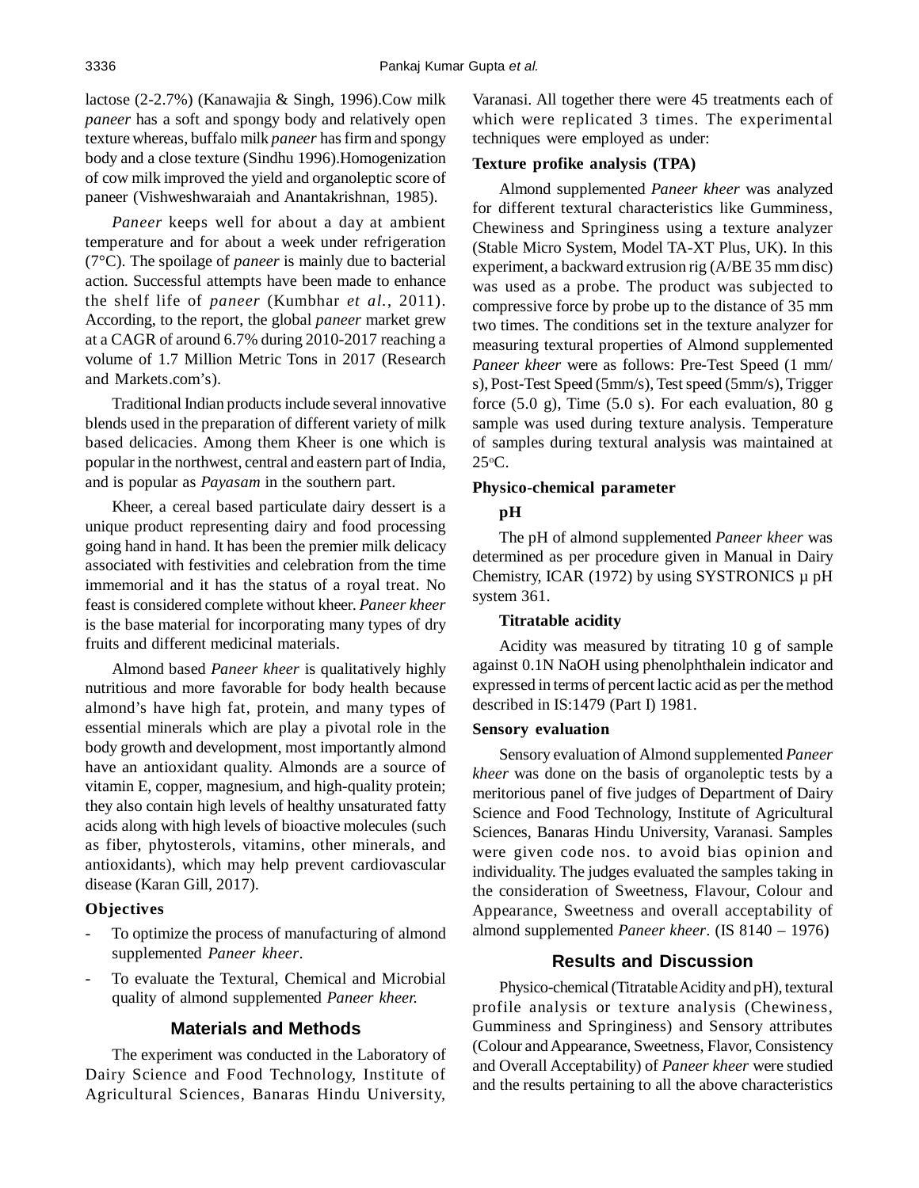lactose (2-2.7%) (Kanawajia & Singh, 1996).Cow milk *paneer* has a soft and spongy body and relatively open texture whereas, buffalo milk *paneer* has firm and spongy body and a close texture (Sindhu 1996).Homogenization of cow milk improved the yield and organoleptic score of paneer (Vishweshwaraiah and Anantakrishnan, 1985).

*Paneer* keeps well for about a day at ambient temperature and for about a week under refrigeration (7°C). The spoilage of *paneer* is mainly due to bacterial action. Successful attempts have been made to enhance the shelf life of *paneer* (Kumbhar *et al.*, 2011). According, to the report, the global *paneer* market grew at a CAGR of around 6.7% during 2010-2017 reaching a volume of 1.7 Million Metric Tons in 2017 (Research and Markets.com's).

Traditional Indian products include several innovative blends used in the preparation of different variety of milk based delicacies. Among them Kheer is one which is popular in the northwest, central and eastern part of India, and is popular as *Payasam* in the southern part.

Kheer, a cereal based particulate dairy dessert is a unique product representing dairy and food processing going hand in hand. It has been the premier milk delicacy associated with festivities and celebration from the time immemorial and it has the status of a royal treat. No feast is considered complete without kheer. *Paneer kheer* is the base material for incorporating many types of dry fruits and different medicinal materials.

Almond based *Paneer kheer* is qualitatively highly nutritious and more favorable for body health because almond's have high fat, protein, and many types of essential minerals which are play a pivotal role in the body growth and development, most importantly almond have an antioxidant quality. Almonds are a source of vitamin E, copper, magnesium, and high-quality protein; they also contain high levels of healthy unsaturated fatty acids along with high levels of bioactive molecules (such as fiber, phytosterols, vitamins, other minerals, and antioxidants), which may help prevent cardiovascular disease (Karan Gill, 2017).

### Objectives

- To optimize the process of manufacturing of almond supplemented *Paneer kheer*.
- To evaluate the Textural, Chemical and Microbial quality of almond supplemented *Paneer kheer.*

## Materials and Methods

The experiment was conducted in the Laboratory of Dairy Science and Food Technology, Institute of Agricultural Sciences, Banaras Hindu University, Varanasi. All together there were 45 treatments each of which were replicated 3 times. The experimental techniques were employed as under:

### Texture profike analysis (TPA)

Almond supplemented *Paneer kheer* was analyzed for different textural characteristics like Gumminess, Chewiness and Springiness using a texture analyzer (Stable Micro System, Model TA-XT Plus, UK). In this experiment, a backward extrusion rig (A/BE 35 mm disc) was used as a probe. The product was subjected to compressive force by probe up to the distance of 35 mm two times. The conditions set in the texture analyzer for measuring textural properties of Almond supplemented *Paneer kheer* were as follows: Pre-Test Speed (1 mm/s), Post-Test Speed (5mm/s), Test speed (5mm/s), Trigger force (5.0 g), Time (5.0 s). For each evaluation, 80 g sample was used during texture analysis. Temperature of samples during textural analysis was maintained at 25°C.

### Physico-chemical parameter

#### pH

The pH of almond supplemented *Paneer kheer* was determined as per procedure given in Manual in Dairy Chemistry, ICAR (1972) by using SYSTRONICS µ pH system 361.

#### Titratable acidity

Acidity was measured by titrating 10 g of sample against 0.1N NaOH using phenolphthalein indicator and expressed in terms of percent lactic acid as per the method described in IS:1479 (Part I) 1981.

### Sensory evaluation

Sensory evaluation of Almond supplemented *Paneer kheer* was done on the basis of organoleptic tests by a meritorious panel of five judges of Department of Dairy Science and Food Technology, Institute of Agricultural Sciences, Banaras Hindu University, Varanasi. Samples were given code nos. to avoid bias opinion and individuality. The judges evaluated the samples taking in the consideration of Sweetness, Flavour, Colour and Appearance, Sweetness and overall acceptability of almond supplemented *Paneer kheer*. (IS 8140 – 1976)

## Results and Discussion

Physico-chemical (Titratable Acidity and pH), textural profile analysis or texture analysis (Chewiness, Gumminess and Springiness) and Sensory attributes (Colour and Appearance, Sweetness, Flavor, Consistency and Overall Acceptability) of *Paneer kheer* were studied and the results pertaining to all the above characteristics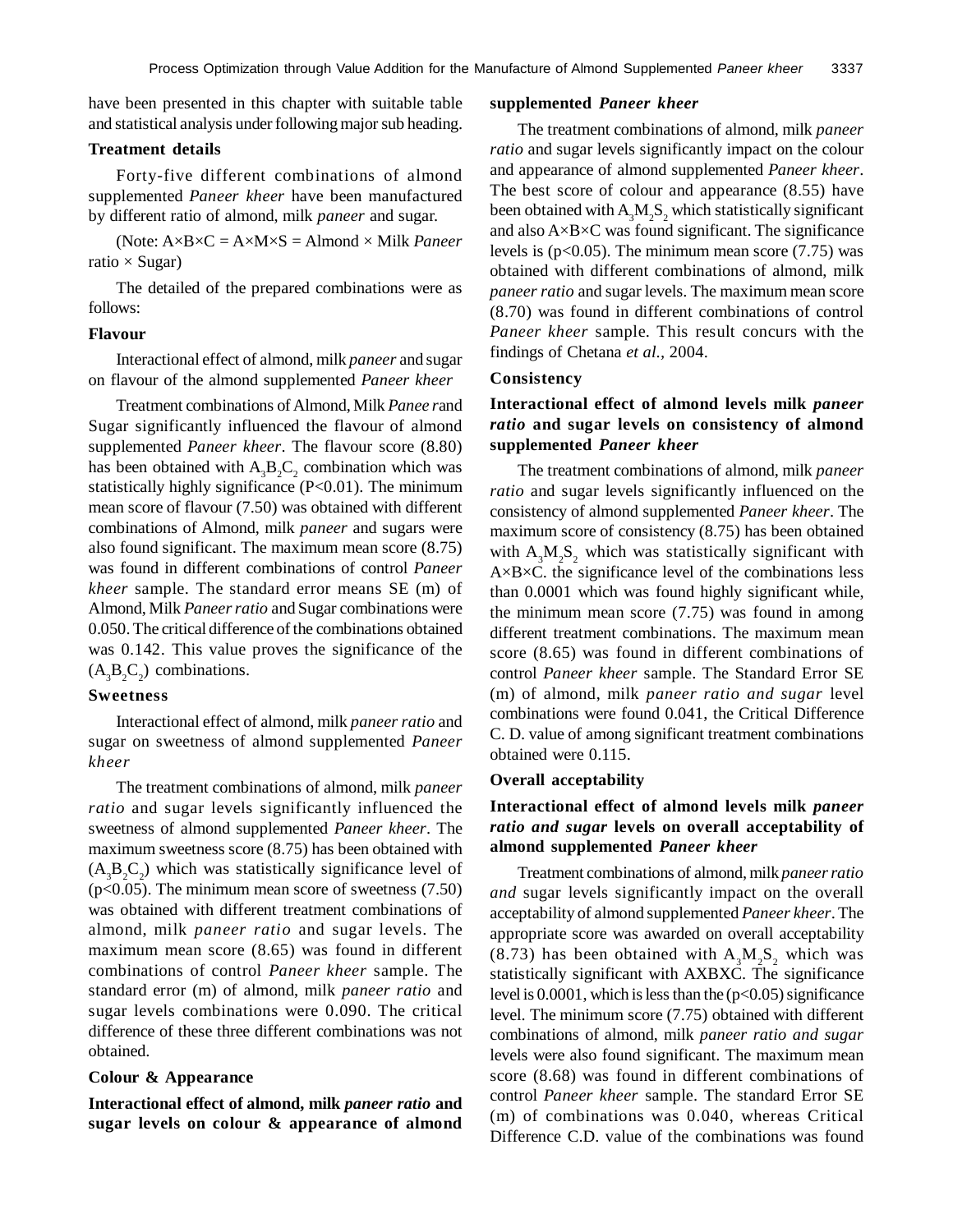have been presented in this chapter with suitable table and statistical analysis under following major sub heading.

### Treatment details

Forty-five different combinations of almond supplemented *Paneer kheer* have been manufactured by different ratio of almond, milk *paneer* and sugar.

(Note: A×B×C = A×M×S = Almond × Milk *Paneer* ratio × Sugar)

The detailed of the prepared combinations were as follows:

### Flavour

Interactional effect of almond, milk *paneer* and sugar on flavour of the almond supplemented *Paneer kheer*

Treatment combinations of Almond, Milk *Panee r*and Sugar significantly influenced the flavour of almond supplemented *Paneer kheer*. The flavour score (8.80) has been obtained with $A_3B_2C_2$ combination which was statistically highly significance ($P<0.01$). The minimum mean score of flavour (7.50) was obtained with different combinations of Almond, milk *paneer* and sugars were also found significant. The maximum mean score (8.75) was found in different combinations of control *Paneer kheer* sample. The standard error means SE (m) of Almond, Milk *Paneer ratio* and Sugar combinations were 0.050. The critical difference of the combinations obtained was 0.142. This value proves the significance of the ($A_3B_2C_2$) combinations.

### Sweetness

Interactional effect of almond, milk *paneer ratio* and sugar on sweetness of almond supplemented *Paneer kheer*

The treatment combinations of almond, milk *paneer ratio* and sugar levels significantly influenced the sweetness of almond supplemented *Paneer kheer*. The maximum sweetness score (8.75) has been obtained with ($A_3B_2C_2$) which was statistically significance level of ($p<0.05$). The minimum mean score of sweetness (7.50) was obtained with different treatment combinations of almond, milk *paneer ratio* and sugar levels. The maximum mean score (8.65) was found in different combinations of control *Paneer kheer* sample. The standard error (m) of almond, milk *paneer ratio* and sugar levels combinations were 0.090. The critical difference of these three different combinations was not obtained.

### Colour & Appearance

**Interactional effect of almond, milk *paneer ratio* and sugar levels on colour & appearance of almond supplemented *Paneer kheer***

The treatment combinations of almond, milk *paneer ratio* and sugar levels significantly impact on the colour and appearance of almond supplemented *Paneer kheer*. The best score of colour and appearance (8.55) have been obtained with $A_3M_2S_2$ which statistically significant and also A×B×C was found significant. The significance levels is ($p<0.05$). The minimum mean score (7.75) was obtained with different combinations of almond, milk *paneer ratio* and sugar levels. The maximum mean score (8.70) was found in different combinations of control *Paneer kheer* sample. This result concurs with the findings of Chetana *et al.,* 2004.

### Consistency

**Interactional effect of almond levels milk *paneer ratio* and sugar levels on consistency of almond supplemented *Paneer kheer***

The treatment combinations of almond, milk *paneer ratio* and sugar levels significantly influenced on the consistency of almond supplemented *Paneer kheer*. The maximum score of consistency (8.75) has been obtained with $A_3M_2S_2$ which was statistically significant with A×B×C. the significance level of the combinations less than 0.0001 which was found highly significant while, the minimum mean score (7.75) was found in among different treatment combinations. The maximum mean score (8.65) was found in different combinations of control *Paneer kheer* sample. The Standard Error SE (m) of almond, milk *paneer ratio and sugar* level combinations were found 0.041, the Critical Difference C. D. value of among significant treatment combinations obtained were 0.115.

### Overall acceptability

**Interactional effect of almond levels milk *paneer ratio and sugar* levels on overall acceptability of almond supplemented *Paneer kheer***

Treatment combinations of almond, milk *paneer ratio and* sugar levels significantly impact on the overall acceptability of almond supplemented *Paneer kheer*. The appropriate score was awarded on overall acceptability (8.73) has been obtained with $A_3M_2S_2$ which was statistically significant with AXBXC. The significance level is 0.0001, which is less than the ($p<0.05$) significance level. The minimum score (7.75) obtained with different combinations of almond, milk *paneer ratio and sugar* levels were also found significant. The maximum mean score (8.68) was found in different combinations of control *Paneer kheer* sample. The standard Error SE (m) of combinations was 0.040, whereas Critical Difference C.D. value of the combinations was found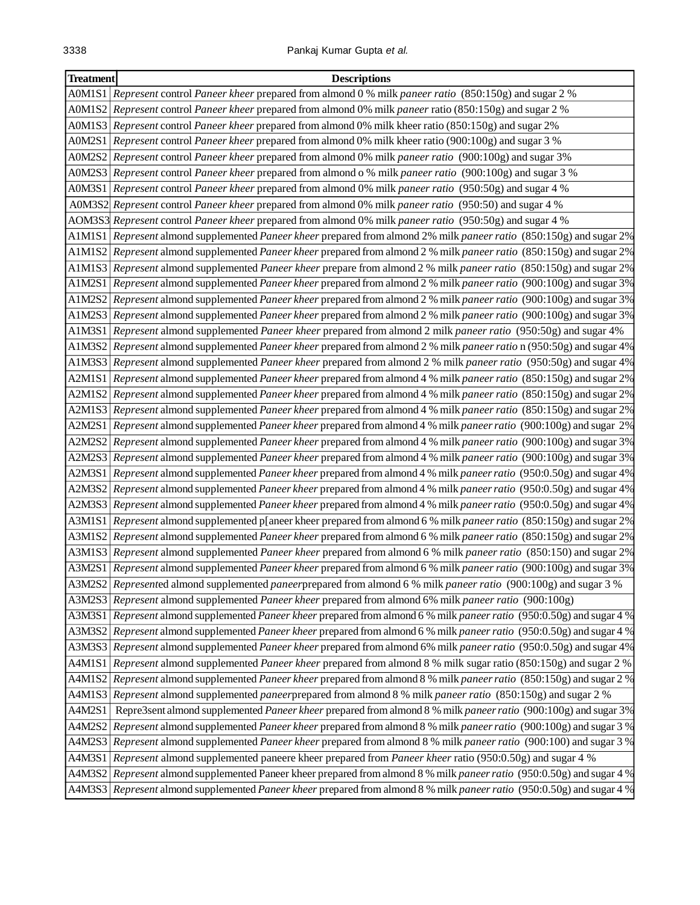| Treatment | Descriptions |
|---|---|
| A0M1S1 | *Represent* control *Paneer kheer* prepared from almond 0 % milk *paneer ratio* (850:150g) and sugar 2 % |
| A0M1S2 | *Represent* control *Paneer kheer* prepared from almond 0% milk *paneer* ratio (850:150g) and sugar 2 % |
| A0M1S3 | *Represent* control *Paneer kheer* prepared from almond 0% milk kheer ratio (850:150g) and sugar 2% |
| A0M2S1 | *Represent* control *Paneer kheer* prepared from almond 0% milk kheer ratio (900:100g) and sugar 3 % |
| A0M2S2 | *Represent* control *Paneer kheer* prepared from almond 0% milk *paneer ratio* (900:100g) and sugar 3% |
| A0M2S3 | *Represent* control *Paneer kheer* prepared from almond o % milk *paneer ratio* (900:100g) and sugar 3 % |
| A0M3S1 | *Represent* control *Paneer kheer* prepared from almond 0% milk *paneer ratio* (950:50g) and sugar 4 % |
| A0M3S2 | *Represent* control *Paneer kheer* prepared from almond 0% milk *paneer ratio* (950:50) and sugar 4 % |
| AOM3S3 | *Represent* control *Paneer kheer* prepared from almond 0% milk *paneer ratio* (950:50g) and sugar 4 % |
| A1M1S1 | *Represent* almond supplemented *Paneer kheer* prepared from almond 2% milk *paneer ratio* (850:150g) and sugar 2% |
| A1M1S2 | *Represent* almond supplemented *Paneer kheer* prepared from almond 2 % milk *paneer ratio* (850:150g) and sugar 2% |
| A1M1S3 | *Represent* almond supplemented *Paneer kheer* prepare from almond 2 % milk *paneer ratio* (850:150g) and sugar 2% |
| A1M2S1 | *Represent* almond supplemented *Paneer kheer* prepared from almond 2 % milk *paneer ratio* (900:100g) and sugar 3% |
| A1M2S2 | *Represent* almond supplemented *Paneer kheer* prepared from almond 2 % milk *paneer ratio* (900:100g) and sugar 3% |
| A1M2S3 | *Represent* almond supplemented *Paneer kheer* prepared from almond 2 % milk *paneer ratio* (900:100g) and sugar 3% |
| A1M3S1 | *Represent* almond supplemented *Paneer kheer* prepared from almond 2 milk *paneer ratio* (950:50g) and sugar 4% |
| A1M3S2 | *Represent* almond supplemented *Paneer kheer* prepared from almond 2 % milk *paneer ratio* n (950:50g) and sugar 4% |
| A1M3S3 | *Represent* almond supplemented *Paneer kheer* prepared from almond 2 % milk *paneer ratio* (950:50g) and sugar 4% |
| A2M1S1 | *Represent* almond supplemented *Paneer kheer* prepared from almond 4 % milk *paneer ratio* (850:150g) and sugar 2% |
| A2M1S2 | *Represent* almond supplemented *Paneer kheer* prepared from almond 4 % milk *paneer ratio* (850:150g) and sugar 2% |
| A2M1S3 | *Represent* almond supplemented *Paneer kheer* prepared from almond 4 % milk *paneer ratio* (850:150g) and sugar 2% |
| A2M2S1 | *Represent* almond supplemented *Paneer kheer* prepared from almond 4 % milk *paneer ratio* (900:100g) and sugar 2% |
| A2M2S2 | *Represent* almond supplemented *Paneer kheer* prepared from almond 4 % milk *paneer ratio* (900:100g) and sugar 3% |
| A2M2S3 | *Represent* almond supplemented *Paneer kheer* prepared from almond 4 % milk *paneer ratio* (900:100g) and sugar 3% |
| A2M3S1 | *Represent* almond supplemented *Paneer kheer* prepared from almond 4 % milk *paneer ratio* (950:0.50g) and sugar 4% |
| A2M3S2 | *Represent* almond supplemented *Paneer kheer* prepared from almond 4 % milk *paneer ratio* (950:0.50g) and sugar 4% |
| A2M3S3 | *Represent* almond supplemented *Paneer kheer* prepared from almond 4 % milk *paneer ratio* (950:0.50g) and sugar 4% |
| A3M1S1 | *Represent* almond supplemented p[aneer kheer prepared from almond 6 % milk *paneer ratio* (850:150g) and sugar 2% |
| A3M1S2 | *Represent* almond supplemented *Paneer kheer* prepared from almond 6 % milk *paneer ratio* (850:150g) and sugar 2% |
| A3M1S3 | *Represent* almond supplemented *Paneer kheer* prepared from almond 6 % milk *paneer ratio* (850:150) and sugar 2% |
| A3M2S1 | *Represent* almond supplemented *Paneer kheer* prepared from almond 6 % milk *paneer ratio* (900:100g) and sugar 3% |
| A3M2S2 | *Represent*ed almond supplemented *paneer*prepared from almond 6 % milk *paneer ratio* (900:100g) and sugar 3 % |
| A3M2S3 | *Represent* almond supplemented *Paneer kheer* prepared from almond 6% milk *paneer ratio* (900:100g) |
| A3M3S1 | *Represent* almond supplemented *Paneer kheer* prepared from almond 6 % milk *paneer ratio* (950:0.50g) and sugar 4 % |
| A3M3S2 | *Represent* almond supplemented *Paneer kheer* prepared from almond 6 % milk *paneer ratio* (950:0.50g) and sugar 4 % |
| A3M3S3 | *Represent* almond supplemented *Paneer kheer* prepared from almond 6% milk *paneer ratio* (950:0.50g) and sugar 4% |
| A4M1S1 | *Represent* almond supplemented *Paneer kheer* prepared from almond 8 % milk sugar ratio (850:150g) and sugar 2 % |
| A4M1S2 | *Represent* almond supplemented *Paneer kheer* prepared from almond 8 % milk *paneer ratio* (850:150g) and sugar 2 % |
| A4M1S3 | *Represent* almond supplemented *paneer*prepared from almond 8 % milk *paneer ratio* (850:150g) and sugar 2 % |
| A4M2S1 | Repre3sent almond supplemented *Paneer kheer* prepared from almond 8 % milk *paneer ratio* (900:100g) and sugar 3% |
| A4M2S2 | *Represent* almond supplemented *Paneer kheer* prepared from almond 8 % milk *paneer ratio* (900:100g) and sugar 3 % |
| A4M2S3 | *Represent* almond supplemented *Paneer kheer* prepared from almond 8 % milk *paneer ratio* (900:100) and sugar 3 % |
| A4M3S1 | *Represent* almond supplemented paneere kheer prepared from *Paneer kheer* ratio (950:0.50g) and sugar 4 % |
| A4M3S2 | *Represent* almond supplemented Paneer kheer prepared from almond 8 % milk *paneer ratio* (950:0.50g) and sugar 4 % |
| A4M3S3 | *Represent* almond supplemented *Paneer kheer* prepared from almond 8 % milk *paneer ratio* (950:0.50g) and sugar 4 % |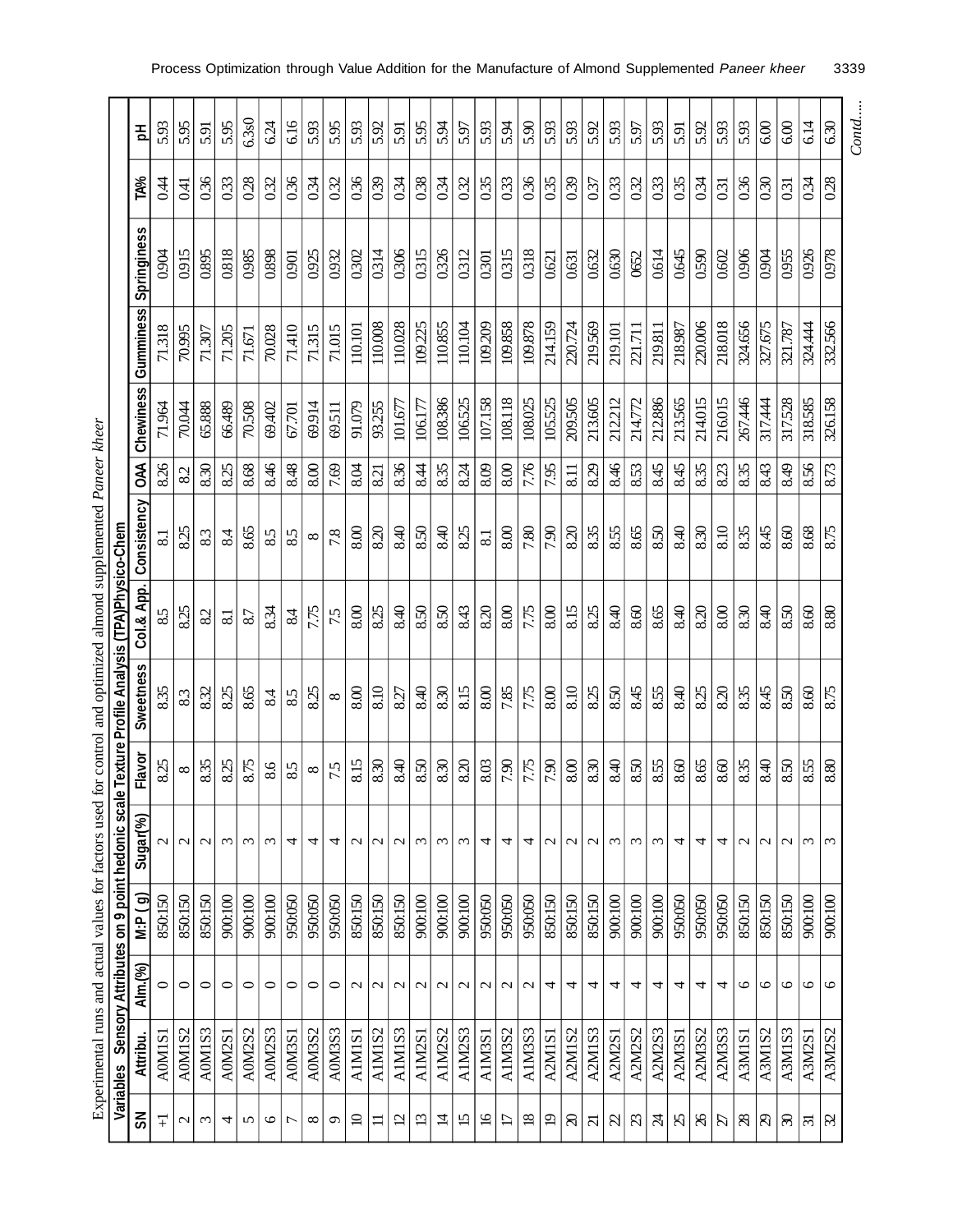Experimental runs and actual values for factors used for control and optimized almond supplemented *Paneer kheer*

| Variables | | | | Sensory Attributes on 9 point hedonic scale | | | | | | Texture Profile Analysis (TPA) | | | Physico-Chem | |
|---|---|---|---|---|---|---|---|---|---|---|---|---|---|---|
| SN | Attribu. | Alm.(%) | M:P ( g) | Sugar(%) | Flavor | Sweetness | Col.& App. | Consistency | OAA | Chewiness | Gumminess | Springiness | TA% | pH |
| +1 | A0M1S1 | 0 | 850:150 | 2 | 8.25 | 8.35 | 8.5 | 8.1 | 8.26 | 71.964 | 71.318 | 0.904 | 0.44 | 5.93 |
| 2 | A0M1S2 | 0 | 850:150 | 2 | 8 | 8.3 | 8.25 | 8.25 | 8.2 | 70.044 | 70.995 | 0.915 | 0.41 | 5.95 |
| 3 | A0M1S3 | 0 | 850:150 | 2 | 8.35 | 8.32 | 8.2 | 8.3 | 8.30 | 65.888 | 71.307 | 0.895 | 0.36 | 5.91 |
| 4 | A0M2S1 | 0 | 900:100 | 3 | 8.25 | 8.25 | 8.1 | 8.4 | 8.25 | 66.489 | 71.205 | 0.818 | 0.33 | 5.95 |
| 5 | A0M2S2 | 0 | 900:100 | 3 | 8.75 | 8.65 | 8.7 | 8.65 | 8.68 | 70.508 | 71.671 | 0.985 | 0.28 | 6.3s0 |
| 6 | A0M2S3 | 0 | 900:100 | 3 | 8.6 | 8.4 | 8.34 | 8.5 | 8.46 | 69.402 | 70.028 | 0.898 | 0.32 | 6.24 |
| 7 | A0M3S1 | 0 | 950:050 | 4 | 8.5 | 8.5 | 8.4 | 8.5 | 8.48 | 67.701 | 71.410 | 0.901 | 0.36 | 6.16 |
| 8 | A0M3S2 | 0 | 950:050 | 4 | 8 | 8.25 | 7.75 | 8 | 8.00 | 69.914 | 71.315 | 0.925 | 0.34 | 5.93 |
| 9 | A0M3S3 | 0 | 950:050 | 4 | 7.5 | 8 | 7.5 | 7.8 | 7.69 | 69.511 | 71.015 | 0.932 | 0.32 | 5.95 |
| 10 | A1M1S1 | 2 | 850:150 | 2 | 8.15 | 8.00 | 8.00 | 8.00 | 8.04 | 91.079 | 110.101 | 0.302 | 0.36 | 5.93 |
| 11 | A1M1S2 | 2 | 850:150 | 2 | 8.30 | 8.10 | 8.25 | 8.20 | 8.21 | 93.255 | 110.008 | 0.314 | 0.39 | 5.92 |
| 12 | A1M1S3 | 2 | 850:150 | 2 | 8.40 | 8.27 | 8.40 | 8.40 | 8.36 | 101.677 | 110.028 | 0.306 | 0.34 | 5.91 |
| 13 | A1M2S1 | 2 | 900:100 | 3 | 8.50 | 8.40 | 8.50 | 8.50 | 8.44 | 106.177 | 109.225 | 0.315 | 0.38 | 5.95 |
| 14 | A1M2S2 | 2 | 900:100 | 3 | 8.30 | 8.30 | 8.50 | 8.40 | 8.35 | 108.386 | 110.855 | 0.326 | 0.34 | 5.94 |
| 15 | A1M2S3 | 2 | 900:100 | 3 | 8.20 | 8.15 | 8.43 | 8.25 | 8.24 | 106.525 | 110.104 | 0.312 | 0.32 | 5.97 |
| 16 | A1M3S1 | 2 | 950:050 | 4 | 8.03 | 8.00 | 8.20 | 8.1 | 8.09 | 107.158 | 109.209 | 0.301 | 0.35 | 5.93 |
| 17 | A1M3S2 | 2 | 950:050 | 4 | 7.90 | 7.85 | 8.00 | 8.00 | 8.00 | 108.118 | 109.858 | 0.315 | 0.33 | 5.94 |
| 18 | A1M3S3 | 2 | 950:050 | 4 | 7.75 | 7.75 | 7.75 | 7.80 | 7.76 | 108.025 | 109.878 | 0.318 | 0.36 | 5.90 |
| 19 | A2M1S1 | 4 | 850:150 | 2 | 7.90 | 8.00 | 8.00 | 7.90 | 7.95 | 105.525 | 214.159 | 0.621 | 0.35 | 5.93 |
| 20 | A2M1S2 | 4 | 850:150 | 2 | 8.00 | 8.10 | 8.15 | 8.20 | 8.11 | 209.505 | 220.724 | 0.631 | 0.39 | 5.93 |
| 21 | A2M1S3 | 4 | 850:150 | 2 | 8.30 | 8.25 | 8.25 | 8.35 | 8.29 | 213.605 | 219.569 | 0.632 | 0.37 | 5.92 |
| 22 | A2M2S1 | 4 | 900:100 | 3 | 8.40 | 8.50 | 8.40 | 8.55 | 8.46 | 212.212 | 219.101 | 0.630 | 0.33 | 5.93 |
| 23 | A2M2S2 | 4 | 900:100 | 3 | 8.50 | 8.45 | 8.60 | 8.65 | 8.53 | 214.772 | 221.711 | 0652 | 0.32 | 5.97 |
| 24 | A2M2S3 | 4 | 900:100 | 3 | 8.55 | 8.55 | 8.65 | 8.50 | 8.45 | 212.886 | 219.811 | 0.614 | 0.33 | 5.93 |
| 25 | A2M3S1 | 4 | 950:050 | 4 | 8.60 | 8.40 | 8.40 | 8.40 | 8.45 | 213.565 | 218.987 | 0.645 | 0.35 | 5.91 |
| 26 | A2M3S2 | 4 | 950:050 | 4 | 8.65 | 8.25 | 8.20 | 8.30 | 8.35 | 214.015 | 220.006 | 0.590 | 0.34 | 5.92 |
| 27 | A2M3S3 | 4 | 950:050 | 4 | 8.60 | 8.20 | 8.00 | 8.10 | 8.23 | 216.015 | 218.018 | 0.602 | 0.31 | 5.93 |
| 28 | A3M1S1 | 6 | 850:150 | 2 | 8.35 | 8.35 | 8.30 | 8.35 | 8.35 | 267.446 | 324.656 | 0.906 | 0.36 | 5.93 |
| 29 | A3M1S2 | 6 | 850:150 | 2 | 8.40 | 8.45 | 8.40 | 8.45 | 8.43 | 317.444 | 327.675 | 0.904 | 0.30 | 6.00 |
| 30 | A3M1S3 | 6 | 850:150 | 2 | 8.50 | 8.50 | 8.50 | 8.60 | 8.49 | 317.528 | 321.787 | 0.955 | 0.31 | 6.00 |
| 31 | A3M2S1 | 6 | 900:100 | 3 | 8.55 | 8.60 | 8.60 | 8.68 | 8.56 | 318.585 | 324.444 | 0.926 | 0.34 | 6.14 |
| 32 | A3M2S2 | 6 | 900:100 | 3 | 8.80 | 8.75 | 8.80 | 8.75 | 8.73 | 326.158 | 332.566 | 0.978 | 0.28 | 6.30 |

*Contd.....*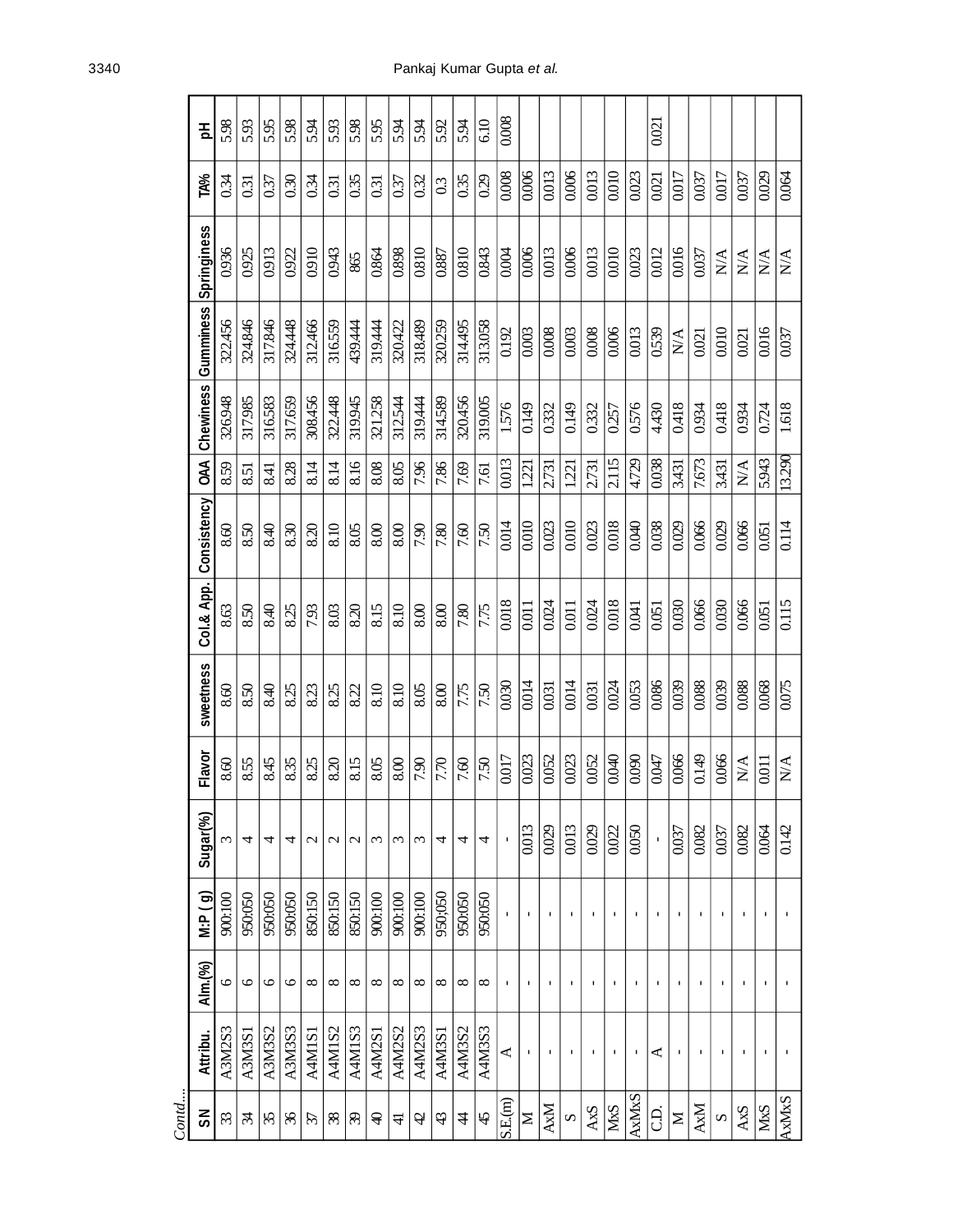*Contd....*

| SN | Attribu. | Alm.(%) | M:P ( g) | Sugar(%) | Flavor | sweetness | Col.& App. | Consistency | OAA | Chewiness | Gumminess | Springiness | TA% | pH |
|---|---|---|---|---|---|---|---|---|---|---|---|---|---|---|
| 33 | A3M2S3 | 6 | 900:100 | 3 | 8.60 | 8.60 | 8.63 | 8.60 | 8.59 | 326.948 | 322.456 | 0.936 | 0.34 | 5.98 |
| 34 | A3M3S1 | 6 | 950:050 | 4 | 8.55 | 8.50 | 8.50 | 8.50 | 8.51 | 317.985 | 324.846 | 0.925 | 0.31 | 5.93 |
| 35 | A3M3S2 | 6 | 950:050 | 4 | 8.45 | 8.40 | 8.40 | 8.40 | 8.41 | 316.583 | 317.846 | 0.913 | 0.37 | 5.95 |
| 36 | A3M3S3 | 6 | 950:050 | 4 | 8.35 | 8.25 | 8.25 | 8.30 | 8.28 | 317.659 | 324.448 | 0.922 | 0.30 | 5.98 |
| 37 | A4M1S1 | 8 | 850:150 | 2 | 8.25 | 8.23 | 7.93 | 8.20 | 8.14 | 308.456 | 312.466 | 0.910 | 0.34 | 5.94 |
| 38 | A4M1S2 | 8 | 850:150 | 2 | 8.20 | 8.25 | 8.03 | 8.10 | 8.14 | 322.448 | 316.559 | 0.943 | 0.31 | 5.93 |
| 39 | A4M1S3 | 8 | 850:150 | 2 | 8.15 | 8.22 | 8.20 | 8.05 | 8.16 | 319.945 | 439.444 | 865 | 0.35 | 5.98 |
| 40 | A4M2S1 | 8 | 900:100 | 3 | 8.05 | 8.10 | 8.15 | 8.00 | 8.08 | 321.258 | 319.444 | 0.864 | 0.31 | 5.95 |
| 41 | A4M2S2 | 8 | 900:100 | 3 | 8.00 | 8.10 | 8.10 | 8.00 | 8.05 | 312.544 | 320.422 | 0.898 | 0.37 | 5.94 |
| 42 | A4M2S3 | 8 | 900:100 | 3 | 7.90 | 8.05 | 8.00 | 7.90 | 7.96 | 319.444 | 318.489 | 0.810 | 0.32 | 5.94 |
| 43 | A4M3S1 | 8 | 950;050 | 4 | 7.70 | 8.00 | 8.00 | 7.80 | 7.86 | 314.589 | 320.259 | 0.887 | 0.3 | 5.92 |
| 44 | A4M3S2 | 8 | 950:050 | 4 | 7.60 | 7.75 | 7.80 | 7.60 | 7.69 | 320.456 | 314.495 | 0.810 | 0.35 | 5.94 |
| 45 | A4M3S3 | 8 | 950:050 | 4 | 7.50 | 7.50 | 7.75 | 7.50 | 7.61 | 319.005 | 313.058 | 0.843 | 0.29 | 6.10 |
| S.E.(m) | A | - | - | - | 0.017 | 0.030 | 0.018 | 0.014 | 0.013 | 1.576 | 0.192 | 0.004 | 0.008 | 0.008 |
| M | - | - | - | 0.013 | 0.023 | 0.014 | 0.011 | 0.010 | 1.221 | 0.149 | 0.003 | 0.006 | 0.006 | |
| AxM | - | - | - | 0.029 | 0.052 | 0.031 | 0.024 | 0.023 | 2.731 | 0.332 | 0.008 | 0.013 | 0.013 | |
| S | - | - | - | 0.013 | 0.023 | 0.014 | 0.011 | 0.010 | 1.221 | 0.149 | 0.003 | 0.006 | 0.006 | |
| AxS | - | - | - | 0.029 | 0.052 | 0.031 | 0.024 | 0.023 | 2.731 | 0.332 | 0.008 | 0.013 | 0.013 | |
| MxS | - | - | - | 0.022 | 0.040 | 0.024 | 0.018 | 0.018 | 2.115 | 0.257 | 0.006 | 0.010 | 0.010 | |
| AxMxS | - | - | - | 0.050 | 0.090 | 0.053 | 0.041 | 0.040 | 4.729 | 0.576 | 0.013 | 0.023 | 0.023 | |
| C.D. | A | - | - | - | 0.047 | 0.086 | 0.051 | 0.038 | 0.038 | 4.430 | 0.539 | 0.012 | 0.021 | 0.021 |
| M | - | - | - | 0.037 | 0.066 | 0.039 | 0.030 | 0.029 | 3.431 | 0.418 | N/A | 0.016 | 0.017 | |
| AxM | - | - | - | 0.082 | 0.149 | 0.088 | 0.066 | 0.066 | 7.673 | 0.934 | 0.021 | 0.037 | 0.037 | |
| S | - | - | - | 0.037 | 0.066 | 0.039 | 0.030 | 0.029 | 3.431 | 0.418 | 0.010 | N/A | 0.017 | |
| AxS | - | - | - | 0.082 | N/A | 0.088 | 0.066 | 0.066 | N/A | 0.934 | 0.021 | N/A | 0.037 | |
| MxS | - | - | - | 0.064 | 0.011 | 0.068 | 0.051 | 0.051 | 5.943 | 0.724 | 0.016 | N/A | 0.029 | |
| AxMxS | - | - | - | 0.142 | N/A | 0.075 | 0.115 | 0.114 | 13.290 | 1.618 | 0.037 | N/A | 0.064 | |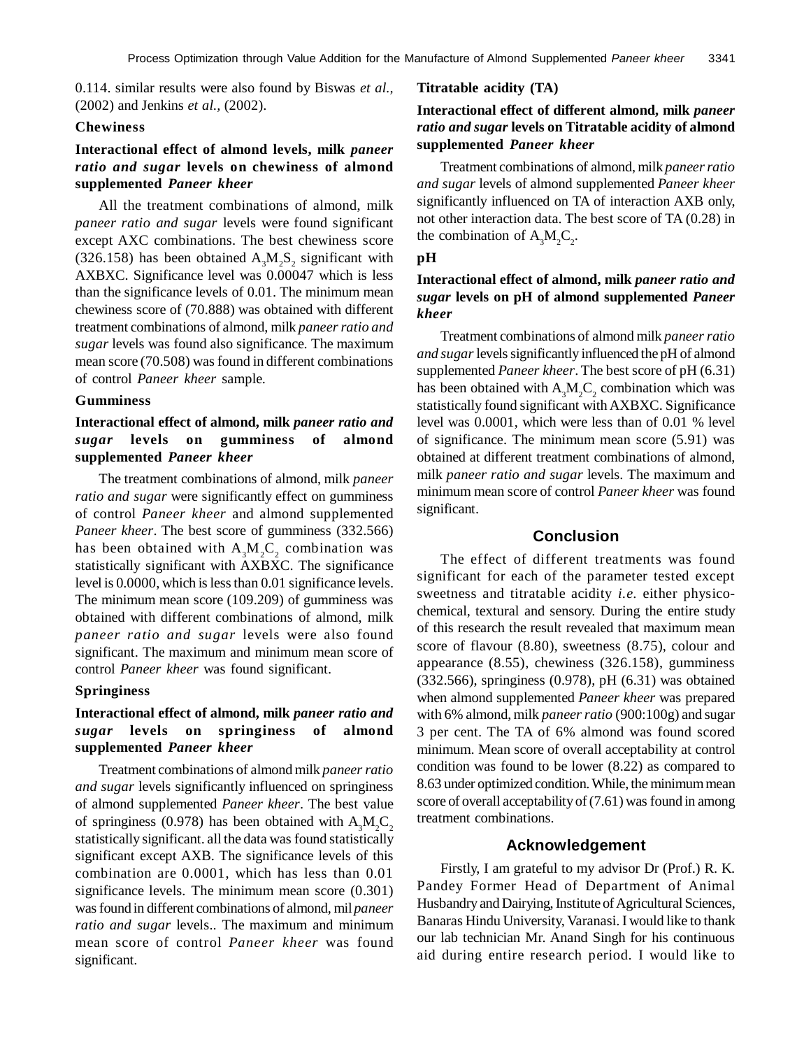0.114. similar results were also found by Biswas *et al.,* (2002) and Jenkins *et al.,* (2002).

### Chewiness

**Interactional effect of almond levels, milk *paneer ratio and sugar* levels on chewiness of almond supplemented *Paneer kheer***

All the treatment combinations of almond, milk *paneer ratio and sugar* levels were found significant except AXC combinations. The best chewiness score (326.158) has been obtained $A_3M_2S_2$ significant with AXBXC. Significance level was 0.00047 which is less than the significance levels of 0.01. The minimum mean chewiness score of (70.888) was obtained with different treatment combinations of almond, milk *paneer ratio and sugar* levels was found also significance. The maximum mean score (70.508) was found in different combinations of control *Paneer kheer* sample.

### Gumminess

**Interactional effect of almond, milk *paneer ratio and sugar* levels on gumminess of almond supplemented *Paneer kheer***

The treatment combinations of almond, milk *paneer ratio and sugar* were significantly effect on gumminess of control *Paneer kheer* and almond supplemented *Paneer kheer*. The best score of gumminess (332.566) has been obtained with $A_3M_2C_2$ combination was statistically significant with AXBXC. The significance level is 0.0000, which is less than 0.01 significance levels. The minimum mean score (109.209) of gumminess was obtained with different combinations of almond, milk *paneer ratio and sugar* levels were also found significant. The maximum and minimum mean score of control *Paneer kheer* was found significant.

### Springiness

**Interactional effect of almond, milk *paneer ratio and sugar* levels on springiness of almond supplemented *Paneer kheer***

Treatment combinations of almond milk *paneer ratio and sugar* levels significantly influenced on springiness of almond supplemented *Paneer kheer*. The best value of springiness (0.978) has been obtained with $A_3M_2C_2$ statistically significant. all the data was found statistically significant except AXB. The significance levels of this combination are 0.0001, which has less than 0.01 significance levels. The minimum mean score (0.301) was found in different combinations of almond, mil *paneer ratio and sugar* levels.. The maximum and minimum mean score of control *Paneer kheer* was found significant.

### Titratable acidity (TA)

**Interactional effect of different almond, milk *paneer ratio and sugar* levels on Titratable acidity of almond supplemented *Paneer kheer***

Treatment combinations of almond, milk *paneer ratio and sugar* levels of almond supplemented *Paneer kheer* significantly influenced on TA of interaction AXB only, not other interaction data. The best score of TA (0.28) in the combination of $A_3M_2C_2$.

### pH

**Interactional effect of almond, milk *paneer ratio and sugar* levels on pH of almond supplemented *Paneer kheer***

Treatment combinations of almond milk *paneer ratio and sugar* levels significantly influenced the pH of almond supplemented *Paneer kheer*. The best score of pH (6.31) has been obtained with $A_3M_2C_2$ combination which was statistically found significant with AXBXC. Significance level was 0.0001, which were less than of 0.01 % level of significance. The minimum mean score (5.91) was obtained at different treatment combinations of almond, milk *paneer ratio and sugar* levels. The maximum and minimum mean score of control *Paneer kheer* was found significant.

## Conclusion

The effect of different treatments was found significant for each of the parameter tested except sweetness and titratable acidity *i.e.* either physico-chemical, textural and sensory. During the entire study of this research the result revealed that maximum mean score of flavour (8.80), sweetness (8.75), colour and appearance (8.55), chewiness (326.158), gumminess (332.566), springiness (0.978), pH (6.31) was obtained when almond supplemented *Paneer kheer* was prepared with 6% almond, milk *paneer ratio* (900:100g) and sugar 3 per cent. The TA of 6% almond was found scored minimum. Mean score of overall acceptability at control condition was found to be lower (8.22) as compared to 8.63 under optimized condition. While, the minimum mean score of overall acceptability of (7.61) was found in among treatment combinations.

## Acknowledgement

Firstly, I am grateful to my advisor Dr (Prof.) R. K. Pandey Former Head of Department of Animal Husbandry and Dairying, Institute of Agricultural Sciences, Banaras Hindu University, Varanasi. I would like to thank our lab technician Mr. Anand Singh for his continuous aid during entire research period. I would like to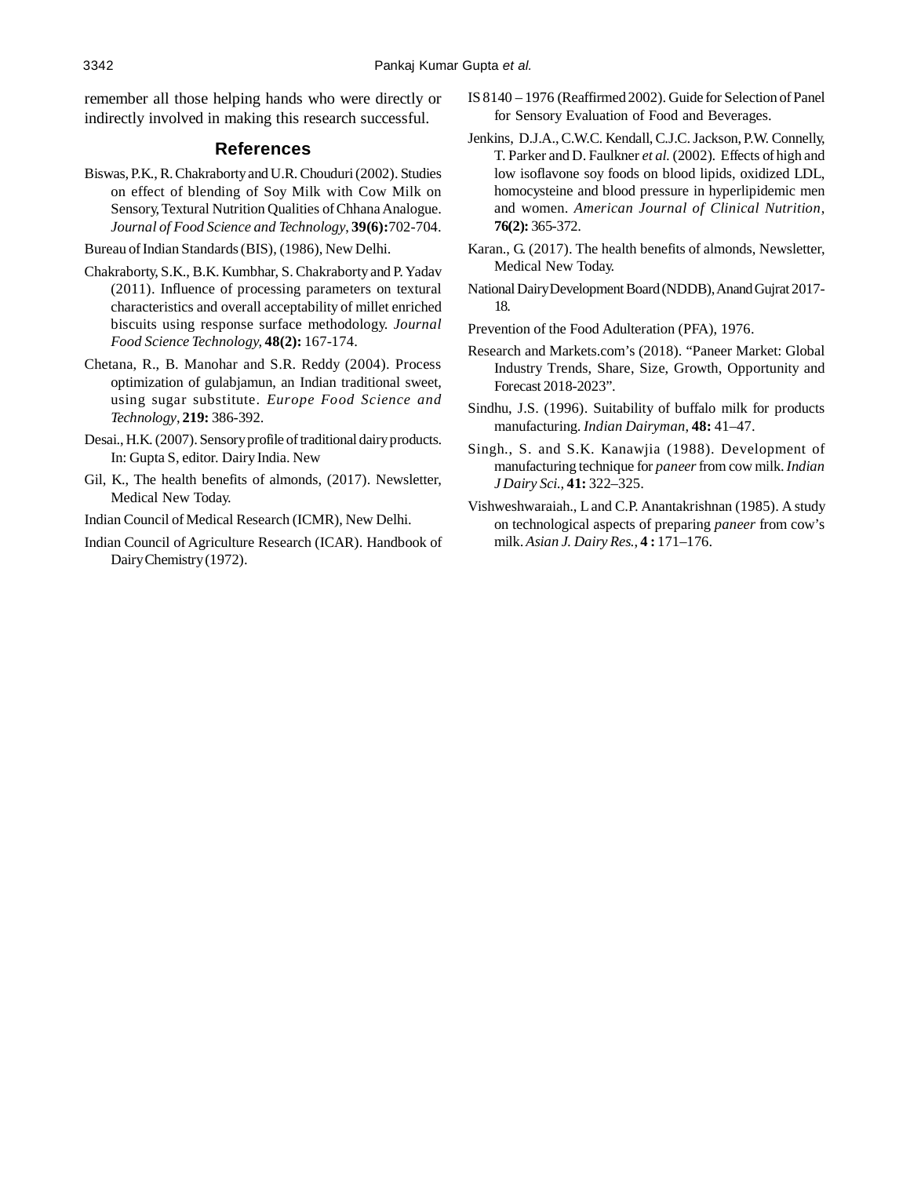remember all those helping hands who were directly or indirectly involved in making this research successful.

## References

Biswas, P.K., R. Chakraborty and U.R. Chouduri (2002). Studies on effect of blending of Soy Milk with Cow Milk on Sensory, Textural Nutrition Qualities of Chhana Analogue. *Journal of Food Science and Technology*, **39(6):**702-704.

Bureau of Indian Standards (BIS), (1986), New Delhi.

Chakraborty, S.K., B.K. Kumbhar, S. Chakraborty and P. Yadav (2011). Influence of processing parameters on textural characteristics and overall acceptability of millet enriched biscuits using response surface methodology. *Journal Food Science Technology,* **48(2):** 167-174.

Chetana, R., B. Manohar and S.R. Reddy (2004). Process optimization of gulabjamun, an Indian traditional sweet, using sugar substitute. *Europe Food Science and Technology*, **219:** 386-392.

Desai., H.K. (2007). Sensory profile of traditional dairy products. In: Gupta S, editor. Dairy India. New

Gil, K., The health benefits of almonds, (2017). Newsletter, Medical New Today.

Indian Council of Medical Research (ICMR), New Delhi.

Indian Council of Agriculture Research (ICAR). Handbook of Dairy Chemistry (1972).

IS 8140 – 1976 (Reaffirmed 2002). Guide for Selection of Panel for Sensory Evaluation of Food and Beverages.

Jenkins, D.J.A., C.W.C. Kendall, C.J.C. Jackson, P.W. Connelly, T. Parker and D. Faulkner *et al.* (2002). Effects of high and low isoflavone soy foods on blood lipids, oxidized LDL, homocysteine and blood pressure in hyperlipidemic men and women. *American Journal of Clinical Nutrition*, **76(2):** 365-372.

Karan., G. (2017). The health benefits of almonds, Newsletter, Medical New Today.

National Dairy Development Board (NDDB), Anand Gujrat 2017-18.

Prevention of the Food Adulteration (PFA), 1976.

Research and Markets.com's (2018). "Paneer Market: Global Industry Trends, Share, Size, Growth, Opportunity and Forecast 2018-2023".

Sindhu, J.S. (1996). Suitability of buffalo milk for products manufacturing. *Indian Dairyman*, **48:** 41–47.

Singh., S. and S.K. Kanawjia (1988). Development of manufacturing technique for *paneer* from cow milk. *Indian J Dairy Sci.,* **41:** 322–325.

Vishweshwaraiah., L and C.P. Anantakrishnan (1985). A study on technological aspects of preparing *paneer* from cow's milk. *Asian J. Dairy Res.*, **4 :** 171–176.